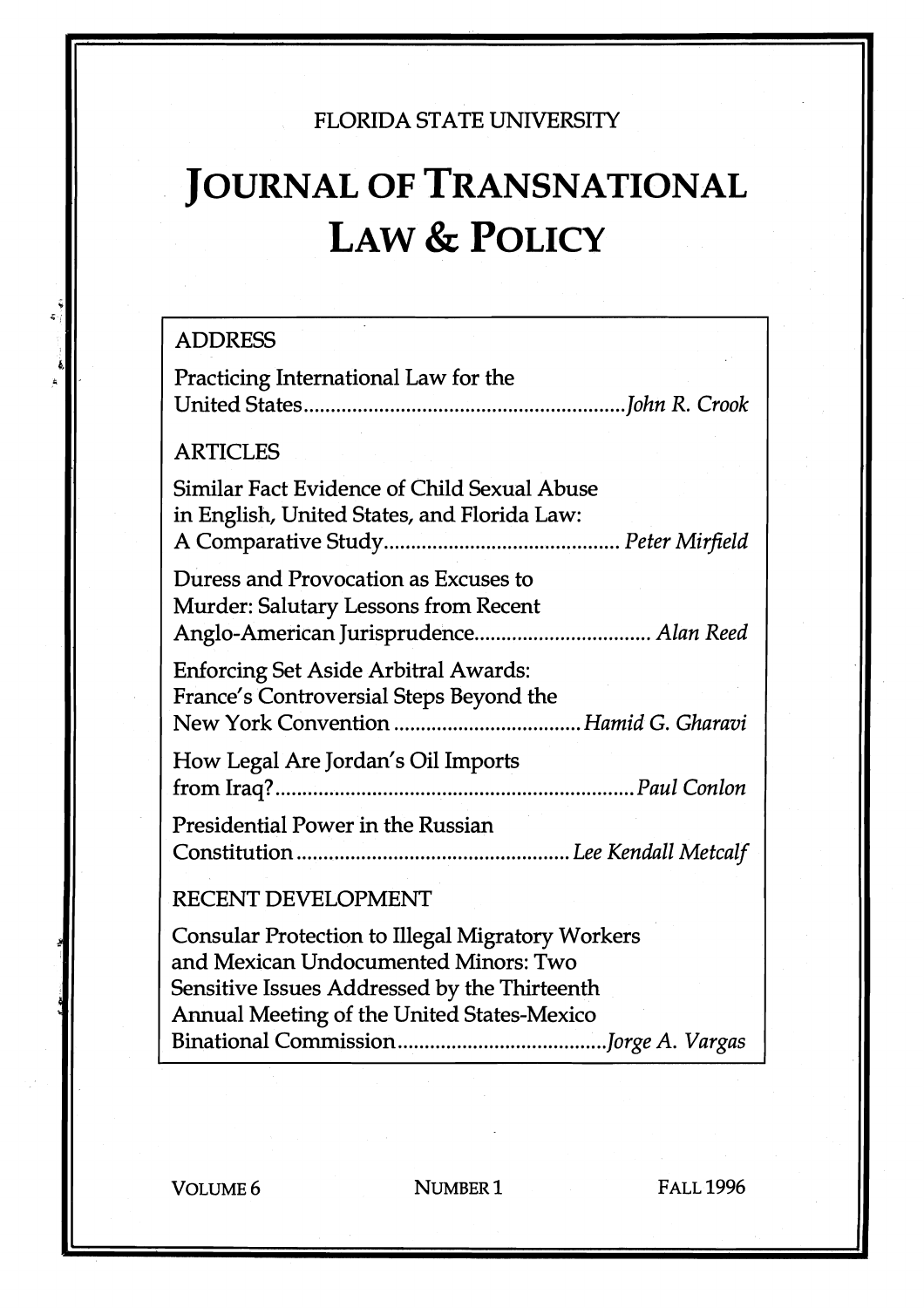FLORIDA STATE UNIVERSITY

# JOURNAL OF TRANSNATIONAL LAW & POLICY

## ADDRESS

Practicing International Law for the United States ............ *John R. Crook*

## ARTICLES

Similar Fact Evidence of Child Sexual Abuse in English, United States, and Florida Law: A Comparative Study ............ *Peter Mirfield*

Duress and Provocation as Excuses to Murder: Salutary Lessons from Recent Anglo-American Jurisprudence ............ *Alan Reed*

Enforcing Set Aside Arbitral Awards: France's Controversial Steps Beyond the New York Convention ............ *Hamid G. Gharavi*

How Legal Are Jordan's Oil Imports from Iraq? ............ *Paul Conlon*

Presidential Power in the Russian Constitution ............ *Lee Kendall Metcalf*

## RECENT DEVELOPMENT

Consular Protection to Illegal Migratory Workers and Mexican Undocumented Minors: Two Sensitive Issues Addressed by the Thirteenth Annual Meeting of the United States-Mexico Binational Commission ............ *Jorge A. Vargas*

VOLUME 6 NUMBER 1 FALL 1996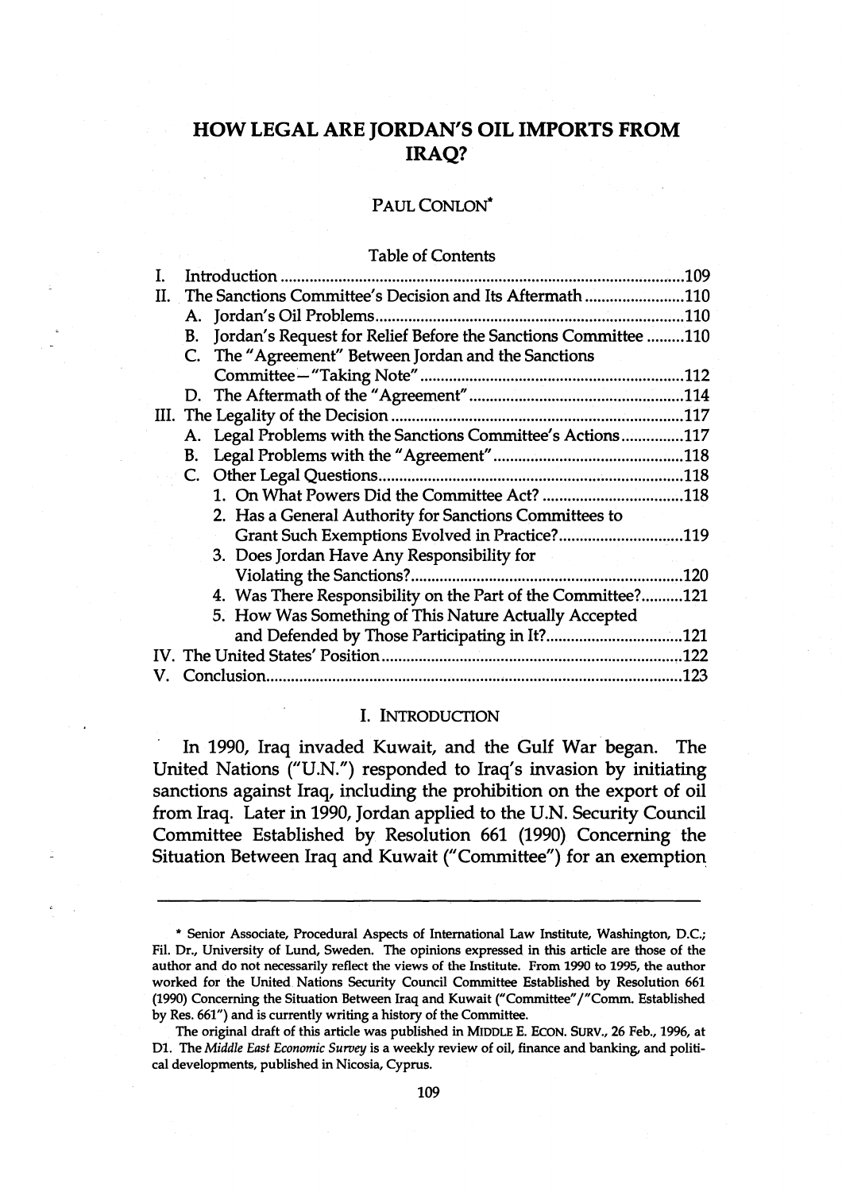# HOW LEGAL ARE JORDAN'S OIL IMPORTS FROM IRAQ?

PAUL CONLON*

Table of Contents

I. Introduction ..... 109
II. The Sanctions Committee's Decision and Its Aftermath ..... 110
  A. Jordan's Oil Problems ..... 110
  B. Jordan's Request for Relief Before the Sanctions Committee ..... 110
  C. The "Agreement" Between Jordan and the Sanctions Committee—"Taking Note" ..... 112
  D. The Aftermath of the "Agreement" ..... 114
III. The Legality of the Decision ..... 117
  A. Legal Problems with the Sanctions Committee's Actions ..... 117
  B. Legal Problems with the "Agreement" ..... 118
  C. Other Legal Questions ..... 118
    1. On What Powers Did the Committee Act? ..... 118
    2. Has a General Authority for Sanctions Committees to Grant Such Exemptions Evolved in Practice? ..... 119
    3. Does Jordan Have Any Responsibility for Violating the Sanctions? ..... 120
    4. Was There Responsibility on the Part of the Committee? ..... 121
    5. How Was Something of This Nature Actually Accepted and Defended by Those Participating in It? ..... 121
IV. The United States' Position ..... 122
V. Conclusion ..... 123

## I. INTRODUCTION

In 1990, Iraq invaded Kuwait, and the Gulf War began. The United Nations ("U.N.") responded to Iraq's invasion by initiating sanctions against Iraq, including the prohibition on the export of oil from Iraq. Later in 1990, Jordan applied to the U.N. Security Council Committee Established by Resolution 661 (1990) Concerning the Situation Between Iraq and Kuwait ("Committee") for an exemption

---

* Senior Associate, Procedural Aspects of International Law Institute, Washington, D.C.; Fil. Dr., University of Lund, Sweden. The opinions expressed in this article are those of the author and do not necessarily reflect the views of the Institute. From 1990 to 1995, the author worked for the United Nations Security Council Committee Established by Resolution 661 (1990) Concerning the Situation Between Iraq and Kuwait ("Committee"/"Comm. Established by Res. 661") and is currently writing a history of the Committee.

The original draft of this article was published in MIDDLE E. ECON. SURV., 26 Feb., 1996, at D1. The *Middle East Economic Survey* is a weekly review of oil, finance and banking, and political developments, published in Nicosia, Cyprus.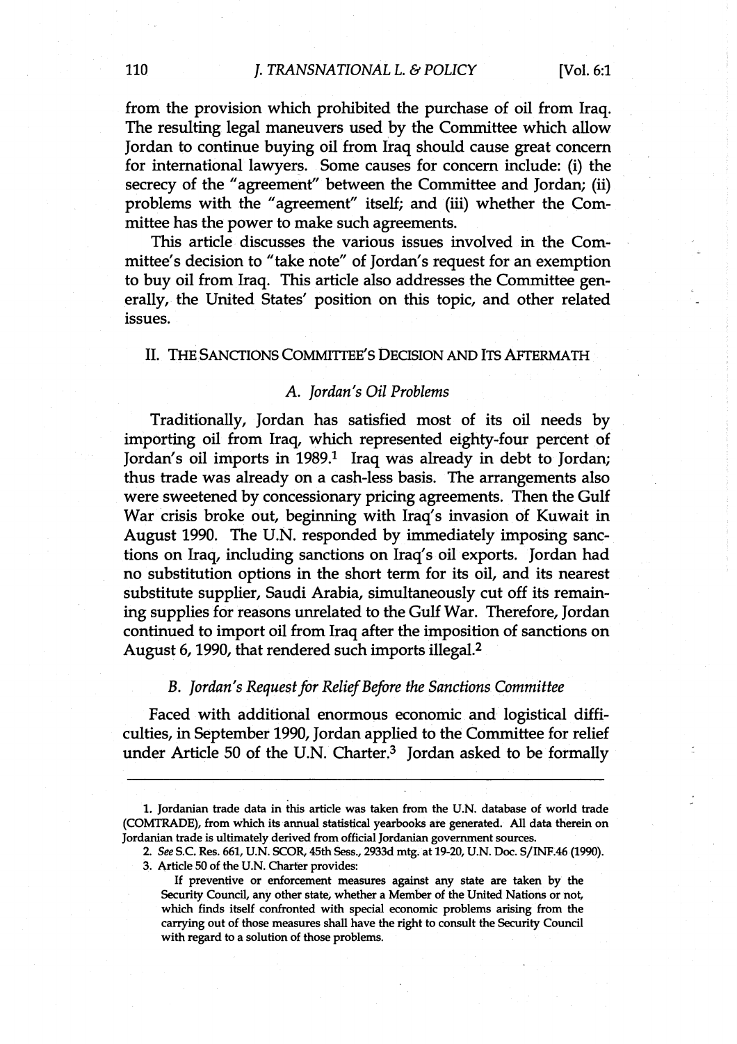from the provision which prohibited the purchase of oil from Iraq. The resulting legal maneuvers used by the Committee which allow Jordan to continue buying oil from Iraq should cause great concern for international lawyers. Some causes for concern include: (i) the secrecy of the "agreement" between the Committee and Jordan; (ii) problems with the "agreement" itself; and (iii) whether the Committee has the power to make such agreements.

This article discusses the various issues involved in the Committee's decision to "take note" of Jordan's request for an exemption to buy oil from Iraq. This article also addresses the Committee generally, the United States' position on this topic, and other related issues.

## II. The Sanctions Committee's Decision and Its Aftermath

### *A. Jordan's Oil Problems*

Traditionally, Jordan has satisfied most of its oil needs by importing oil from Iraq, which represented eighty-four percent of Jordan's oil imports in 1989.[1] Iraq was already in debt to Jordan; thus trade was already on a cash-less basis. The arrangements also were sweetened by concessionary pricing agreements. Then the Gulf War crisis broke out, beginning with Iraq's invasion of Kuwait in August 1990. The U.N. responded by immediately imposing sanctions on Iraq, including sanctions on Iraq's oil exports. Jordan had no substitution options in the short term for its oil, and its nearest substitute supplier, Saudi Arabia, simultaneously cut off its remaining supplies for reasons unrelated to the Gulf War. Therefore, Jordan continued to import oil from Iraq after the imposition of sanctions on August 6, 1990, that rendered such imports illegal.[2]

### *B. Jordan's Request for Relief Before the Sanctions Committee*

Faced with additional enormous economic and logistical difficulties, in September 1990, Jordan applied to the Committee for relief under Article 50 of the U.N. Charter.[3] Jordan asked to be formally

---

1. Jordanian trade data in this article was taken from the U.N. database of world trade (COMTRADE), from which its annual statistical yearbooks are generated. All data therein on Jordanian trade is ultimately derived from official Jordanian government sources.

2. *See* S.C. Res. 661, U.N. SCOR, 45th Sess., 2933d mtg. at 19-20, U.N. Doc. S/INF.46 (1990).

3. Article 50 of the U.N. Charter provides:

> If preventive or enforcement measures against any state are taken by the Security Council, any other state, whether a Member of the United Nations or not, which finds itself confronted with special economic problems arising from the carrying out of those measures shall have the right to consult the Security Council with regard to a solution of those problems.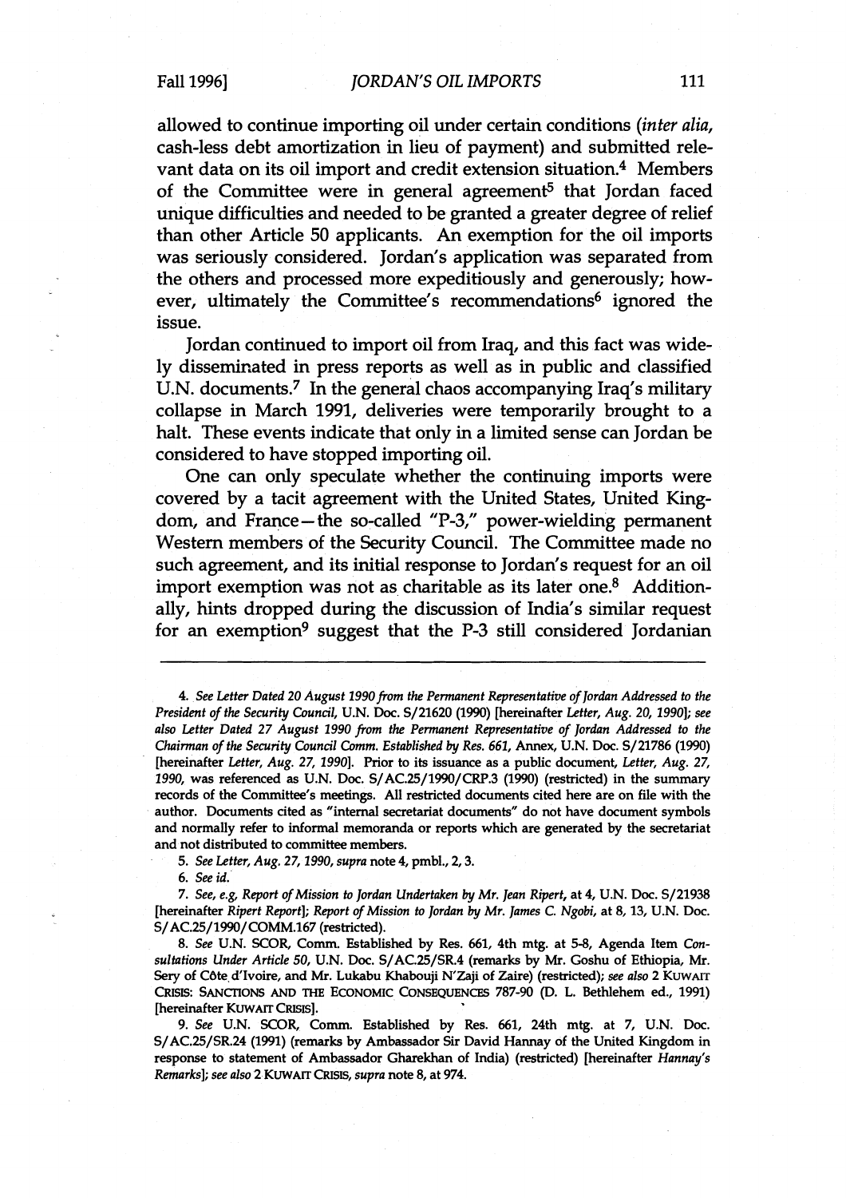allowed to continue importing oil under certain conditions (*inter alia*, cash-less debt amortization in lieu of payment) and submitted relevant data on its oil import and credit extension situation.[4] Members of the Committee were in general agreement[5] that Jordan faced unique difficulties and needed to be granted a greater degree of relief than other Article 50 applicants. An exemption for the oil imports was seriously considered. Jordan's application was separated from the others and processed more expeditiously and generously; however, ultimately the Committee's recommendations[6] ignored the issue.

Jordan continued to import oil from Iraq, and this fact was widely disseminated in press reports as well as in public and classified U.N. documents.[7] In the general chaos accompanying Iraq's military collapse in March 1991, deliveries were temporarily brought to a halt. These events indicate that only in a limited sense can Jordan be considered to have stopped importing oil.

One can only speculate whether the continuing imports were covered by a tacit agreement with the United States, United Kingdom, and France—the so-called "P-3," power-wielding permanent Western members of the Security Council. The Committee made no such agreement, and its initial response to Jordan's request for an oil import exemption was not as charitable as its later one.[8] Additionally, hints dropped during the discussion of India's similar request for an exemption[9] suggest that the P-3 still considered Jordanian

---

4. *See Letter Dated 20 August 1990 from the Permanent Representative of Jordan Addressed to the President of the Security Council*, U.N. Doc. S/21620 (1990) [hereinafter *Letter, Aug. 20, 1990*]; *see also Letter Dated 27 August 1990 from the Permanent Representative of Jordan Addressed to the Chairman of the Security Council Comm. Established by Res. 661*, Annex, U.N. Doc. S/21786 (1990) [hereinafter *Letter, Aug. 27, 1990*]. Prior to its issuance as a public document, *Letter, Aug. 27, 1990*, was referenced as U.N. Doc. S/AC.25/1990/CRP.3 (1990) (restricted) in the summary records of the Committee's meetings. All restricted documents cited here are on file with the author. Documents cited as "internal secretariat documents" do not have document symbols and normally refer to informal memoranda or reports which are generated by the secretariat and not distributed to committee members.

5. *See Letter, Aug. 27, 1990*, *supra* note 4, pmbl., 2, 3.

6. *See id.*

7. *See, e.g., Report of Mission to Jordan Undertaken by Mr. Jean Ripert*, at 4, U.N. Doc. S/21938 [hereinafter *Ripert Report*]; *Report of Mission to Jordan by Mr. James C. Ngobi*, at 8, 13, U.N. Doc. S/AC.25/1990/COMM.167 (restricted).

8. *See* U.N. SCOR, Comm. Established by Res. 661, 4th mtg. at 5-8, Agenda Item *Consultations Under Article 50*, U.N. Doc. S/AC.25/SR.4 (remarks by Mr. Goshu of Ethiopia, Mr. Sery of Côte d'Ivoire, and Mr. Lukabu Khabouji N'Zaji of Zaire) (restricted); *see also* 2 KUWAIT CRISIS: SANCTIONS AND THE ECONOMIC CONSEQUENCES 787-90 (D. L. Bethlehem ed., 1991) [hereinafter KUWAIT CRISIS].

9. *See* U.N. SCOR, Comm. Established by Res. 661, 24th mtg. at 7, U.N. Doc. S/AC.25/SR.24 (1991) (remarks by Ambassador Sir David Hannay of the United Kingdom in response to statement of Ambassador Gharekhan of India) (restricted) [hereinafter *Hannay's Remarks*]; *see also* 2 KUWAIT CRISIS, *supra* note 8, at 974.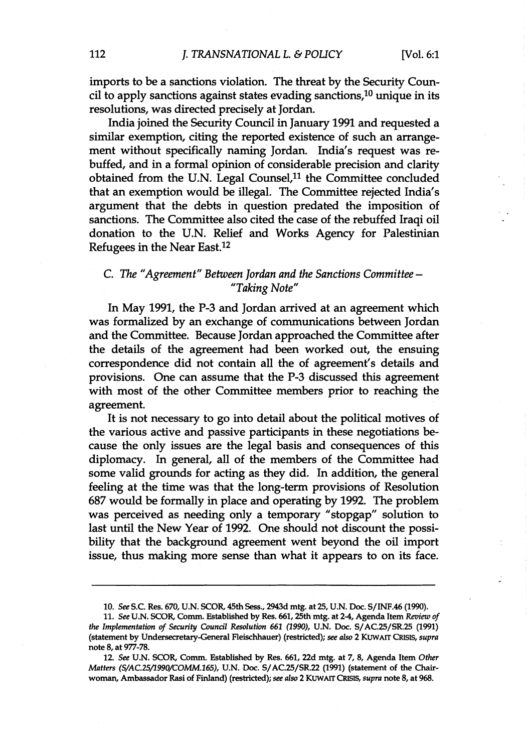imports to be a sanctions violation. The threat by the Security Council to apply sanctions against states evading sanctions,[10] unique in its resolutions, was directed precisely at Jordan.

India joined the Security Council in January 1991 and requested a similar exemption, citing the reported existence of such an arrangement without specifically naming Jordan. India's request was rebuffed, and in a formal opinion of considerable precision and clarity obtained from the U.N. Legal Counsel,[11] the Committee concluded that an exemption would be illegal. The Committee rejected India's argument that the debts in question predated the imposition of sanctions. The Committee also cited the case of the rebuffed Iraqi oil donation to the U.N. Relief and Works Agency for Palestinian Refugees in the Near East.[12]

### *C. The "Agreement" Between Jordan and the Sanctions Committee – "Taking Note"*

In May 1991, the P-3 and Jordan arrived at an agreement which was formalized by an exchange of communications between Jordan and the Committee. Because Jordan approached the Committee after the details of the agreement had been worked out, the ensuing correspondence did not contain all the of agreement's details and provisions. One can assume that the P-3 discussed this agreement with most of the other Committee members prior to reaching the agreement.

It is not necessary to go into detail about the political motives of the various active and passive participants in these negotiations because the only issues are the legal basis and consequences of this diplomacy. In general, all of the members of the Committee had some valid grounds for acting as they did. In addition, the general feeling at the time was that the long-term provisions of Resolution 687 would be formally in place and operating by 1992. The problem was perceived as needing only a temporary "stopgap" solution to last until the New Year of 1992. One should not discount the possibility that the background agreement went beyond the oil import issue, thus making more sense than what it appears to on its face.

---

10. *See* S.C. Res. 670, U.N. SCOR, 45th Sess., 2943d mtg. at 25, U.N. Doc. S/INF.46 (1990).

11. *See* U.N. SCOR, Comm. Established by Res. 661, 25th mtg. at 2-4, Agenda Item *Review of the Implementation of Security Council Resolution 661 (1990)*, U.N. Doc. S/AC.25/SR.25 (1991) (statement by Undersecretary-General Fleischhauer) (restricted); *see also* 2 KUWAIT CRISIS, *supra* note 8, at 977-78.

12. *See* U.N. SCOR, Comm. Established by Res. 661, 22d mtg. at 7, 8, Agenda Item *Other Matters (S/AC.25/1990/COMM.165)*, U.N. Doc. S/AC.25/SR.22 (1991) (statement of the Chairwoman, Ambassador Rasi of Finland) (restricted); *see also* 2 KUWAIT CRISIS, *supra* note 8, at 968.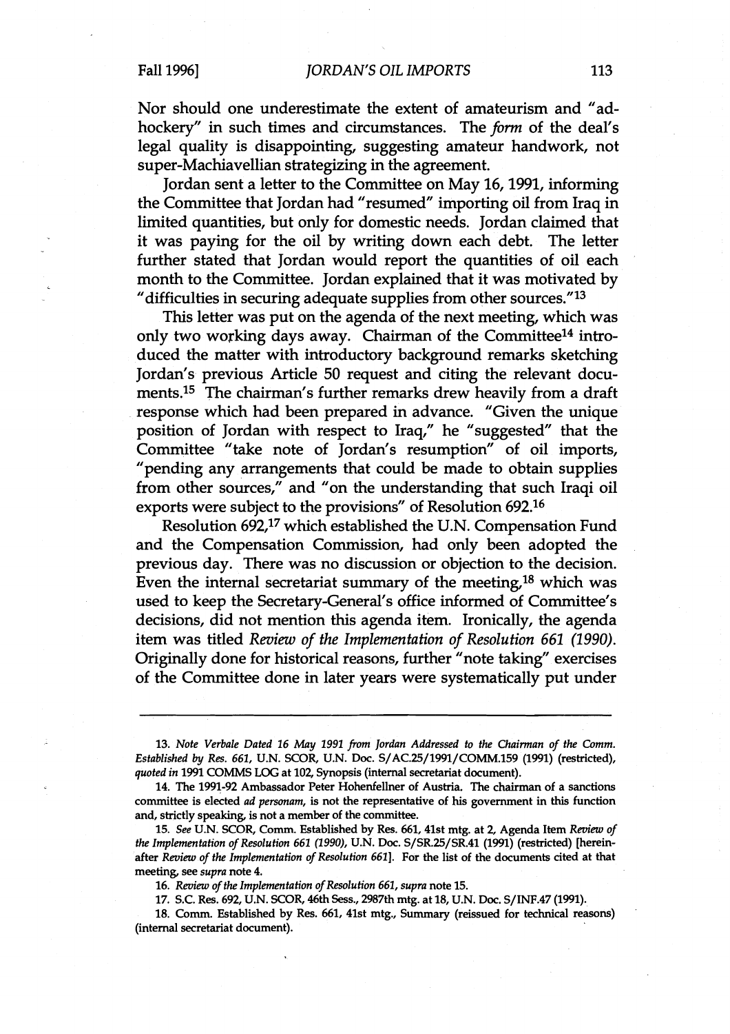Nor should one underestimate the extent of amateurism and "ad-hockery" in such times and circumstances. The *form* of the deal's legal quality is disappointing, suggesting amateur handwork, not super-Machiavellian strategizing in the agreement.

Jordan sent a letter to the Committee on May 16, 1991, informing the Committee that Jordan had "resumed" importing oil from Iraq in limited quantities, but only for domestic needs. Jordan claimed that it was paying for the oil by writing down each debt. The letter further stated that Jordan would report the quantities of oil each month to the Committee. Jordan explained that it was motivated by "difficulties in securing adequate supplies from other sources."[13]

This letter was put on the agenda of the next meeting, which was only two working days away. Chairman of the Committee[14] introduced the matter with introductory background remarks sketching Jordan's previous Article 50 request and citing the relevant documents.[15] The chairman's further remarks drew heavily from a draft response which had been prepared in advance. "Given the unique position of Jordan with respect to Iraq," he "suggested" that the Committee "take note of Jordan's resumption" of oil imports, "pending any arrangements that could be made to obtain supplies from other sources," and "on the understanding that such Iraqi oil exports were subject to the provisions" of Resolution 692.[16]

Resolution 692,[17] which established the U.N. Compensation Fund and the Compensation Commission, had only been adopted the previous day. There was no discussion or objection to the decision. Even the internal secretariat summary of the meeting,[18] which was used to keep the Secretary-General's office informed of Committee's decisions, did not mention this agenda item. Ironically, the agenda item was titled *Review of the Implementation of Resolution 661 (1990)*. Originally done for historical reasons, further "note taking" exercises of the Committee done in later years were systematically put under

---

13. *Note Verbale Dated 16 May 1991 from Jordan Addressed to the Chairman of the Comm. Established by Res. 661*, U.N. SCOR, U.N. Doc. S/AC.25/1991/COMM.159 (1991) (restricted), *quoted in* 1991 COMMS LOG at 102, Synopsis (internal secretariat document).

14. The 1991-92 Ambassador Peter Hohenfellner of Austria. The chairman of a sanctions committee is elected *ad personam*, is not the representative of his government in this function and, strictly speaking, is not a member of the committee.

15. *See* U.N. SCOR, Comm. Established by Res. 661, 41st mtg. at 2, Agenda Item *Review of the Implementation of Resolution 661 (1990)*, U.N. Doc. S/SR.25/SR.41 (1991) (restricted) [hereinafter *Review of the Implementation of Resolution 661*]. For the list of the documents cited at that meeting, see *supra* note 4.

16. *Review of the Implementation of Resolution 661*, *supra* note 15.

17. S.C. Res. 692, U.N. SCOR, 46th Sess., 2987th mtg. at 18, U.N. Doc. S/INF.47 (1991).

18. Comm. Established by Res. 661, 41st mtg., Summary (reissued for technical reasons) (internal secretariat document).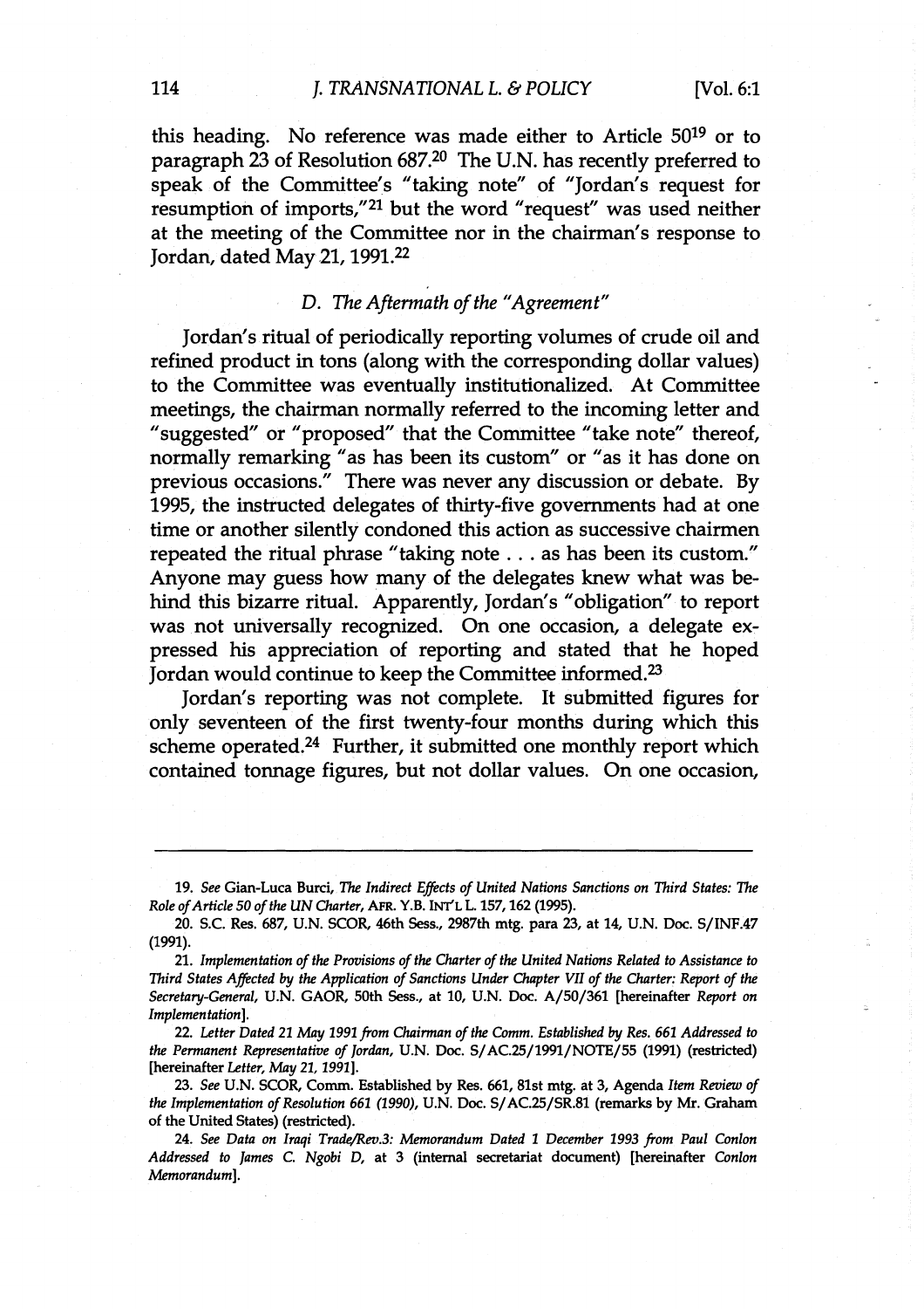this heading. No reference was made either to Article 50[19] or to paragraph 23 of Resolution 687.[20] The U.N. has recently preferred to speak of the Committee's "taking note" of "Jordan's request for resumption of imports,"[21] but the word "request" was used neither at the meeting of the Committee nor in the chairman's response to Jordan, dated May 21, 1991.[22]

### *D. The Aftermath of the "Agreement"*

Jordan's ritual of periodically reporting volumes of crude oil and refined product in tons (along with the corresponding dollar values) to the Committee was eventually institutionalized. At Committee meetings, the chairman normally referred to the incoming letter and "suggested" or "proposed" that the Committee "take note" thereof, normally remarking "as has been its custom" or "as it has done on previous occasions." There was never any discussion or debate. By 1995, the instructed delegates of thirty-five governments had at one time or another silently condoned this action as successive chairmen repeated the ritual phrase "taking note . . . as has been its custom." Anyone may guess how many of the delegates knew what was behind this bizarre ritual. Apparently, Jordan's "obligation" to report was not universally recognized. On one occasion, a delegate expressed his appreciation of reporting and stated that he hoped Jordan would continue to keep the Committee informed.[23]

Jordan's reporting was not complete. It submitted figures for only seventeen of the first twenty-four months during which this scheme operated.[24] Further, it submitted one monthly report which contained tonnage figures, but not dollar values. On one occasion,

---

19. *See* Gian-Luca Burci, *The Indirect Effects of United Nations Sanctions on Third States: The Role of Article 50 of the UN Charter*, AFR. Y.B. INT'L L. 157, 162 (1995).

20. S.C. Res. 687, U.N. SCOR, 46th Sess., 2987th mtg. para 23, at 14, U.N. Doc. S/INF.47 (1991).

21. *Implementation of the Provisions of the Charter of the United Nations Related to Assistance to Third States Affected by the Application of Sanctions Under Chapter VII of the Charter: Report of the Secretary-General*, U.N. GAOR, 50th Sess., at 10, U.N. Doc. A/50/361 [hereinafter *Report on Implementation*].

22. *Letter Dated 21 May 1991 from Chairman of the Comm. Established by Res. 661 Addressed to the Permanent Representative of Jordan*, U.N. Doc. S/AC.25/1991/NOTE/55 (1991) (restricted) [hereinafter *Letter, May 21, 1991*].

23. *See* U.N. SCOR, Comm. Established by Res. 661, 81st mtg. at 3, Agenda *Item Review of the Implementation of Resolution 661 (1990)*, U.N. Doc. S/AC.25/SR.81 (remarks by Mr. Graham of the United States) (restricted).

24. *See Data on Iraqi Trade/Rev.3: Memorandum Dated 1 December 1993 from Paul Conlon Addressed to James C. Ngobi D*, at 3 (internal secretariat document) [hereinafter *Conlon Memorandum*].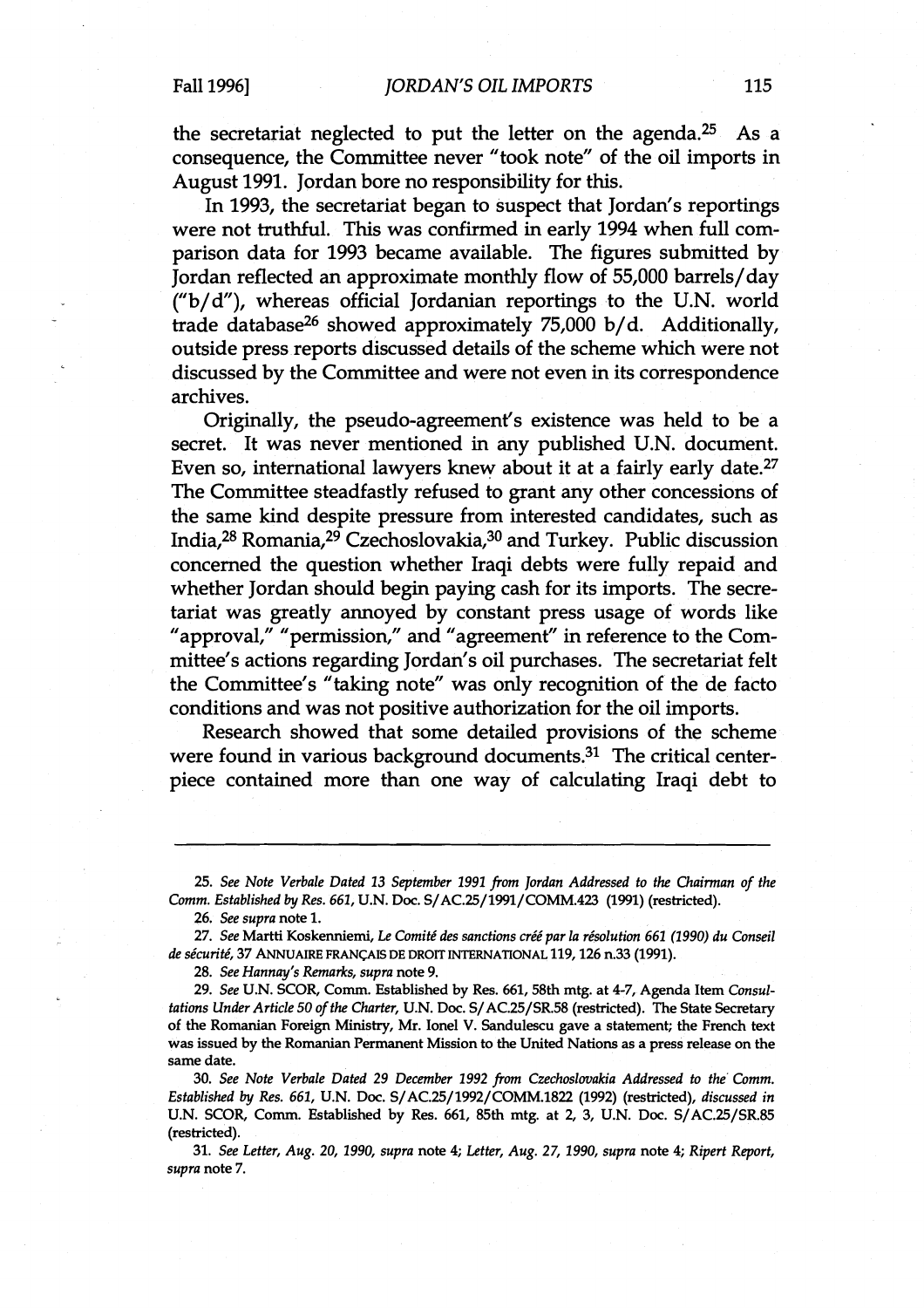the secretariat neglected to put the letter on the agenda.[25] As a consequence, the Committee never "took note" of the oil imports in August 1991. Jordan bore no responsibility for this.

In 1993, the secretariat began to suspect that Jordan's reportings were not truthful. This was confirmed in early 1994 when full comparison data for 1993 became available. The figures submitted by Jordan reflected an approximate monthly flow of 55,000 barrels/day ("b/d"), whereas official Jordanian reportings to the U.N. world trade database[26] showed approximately 75,000 b/d. Additionally, outside press reports discussed details of the scheme which were not discussed by the Committee and were not even in its correspondence archives.

Originally, the pseudo-agreement's existence was held to be a secret. It was never mentioned in any published U.N. document. Even so, international lawyers knew about it at a fairly early date.[27] The Committee steadfastly refused to grant any other concessions of the same kind despite pressure from interested candidates, such as India,[28] Romania,[29] Czechoslovakia,[30] and Turkey. Public discussion concerned the question whether Iraqi debts were fully repaid and whether Jordan should begin paying cash for its imports. The secretariat was greatly annoyed by constant press usage of words like "approval," "permission," and "agreement" in reference to the Committee's actions regarding Jordan's oil purchases. The secretariat felt the Committee's "taking note" was only recognition of the de facto conditions and was not positive authorization for the oil imports.

Research showed that some detailed provisions of the scheme were found in various background documents.[31] The critical centerpiece contained more than one way of calculating Iraqi debt to

---

25. *See Note Verbale Dated 13 September 1991 from Jordan Addressed to the Chairman of the Comm. Established by Res. 661*, U.N. Doc. S/AC.25/1991/COMM.423 (1991) (restricted).

26. *See supra* note 1.

27. *See* Martti Koskenniemi, *Le Comité des sanctions créé par la résolution 661 (1990) du Conseil de sécurité*, 37 ANNUAIRE FRANÇAIS DE DROIT INTERNATIONAL 119, 126 n.33 (1991).

28. *See Hannay's Remarks*, *supra* note 9.

29. *See* U.N. SCOR, Comm. Established by Res. 661, 58th mtg. at 4-7, Agenda Item *Consultations Under Article 50 of the Charter*, U.N. Doc. S/AC.25/SR.58 (restricted). The State Secretary of the Romanian Foreign Ministry, Mr. Ionel V. Sandulescu gave a statement; the French text was issued by the Romanian Permanent Mission to the United Nations as a press release on the same date.

30. *See Note Verbale Dated 29 December 1992 from Czechoslovakia Addressed to the Comm. Established by Res. 661*, U.N. Doc. S/AC.25/1992/COMM.1822 (1992) (restricted), *discussed in* U.N. SCOR, Comm. Established by Res. 661, 85th mtg. at 2, 3, U.N. Doc. S/AC.25/SR.85 (restricted).

31. *See Letter, Aug. 20, 1990*, *supra* note 4; *Letter, Aug. 27, 1990*, *supra* note 4; *Ripert Report*, *supra* note 7.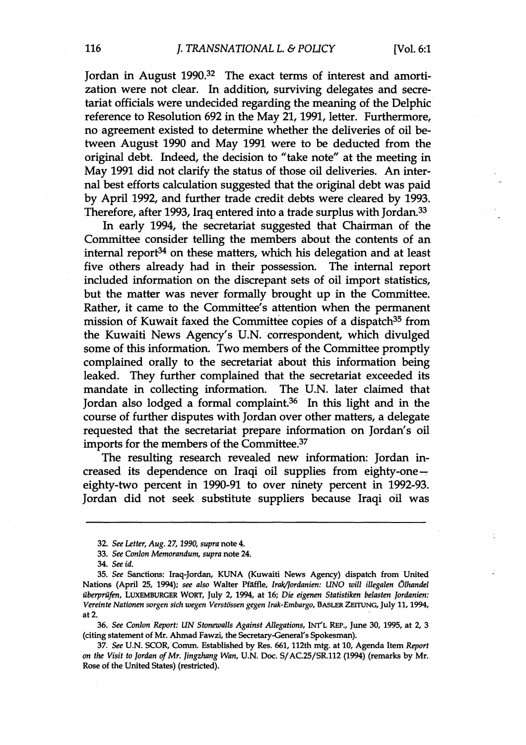Jordan in August 1990.[32] The exact terms of interest and amortization were not clear. In addition, surviving delegates and secretariat officials were undecided regarding the meaning of the Delphic reference to Resolution 692 in the May 21, 1991, letter. Furthermore, no agreement existed to determine whether the deliveries of oil between August 1990 and May 1991 were to be deducted from the original debt. Indeed, the decision to "take note" at the meeting in May 1991 did not clarify the status of those oil deliveries. An internal best efforts calculation suggested that the original debt was paid by April 1992, and further trade credit debts were cleared by 1993. Therefore, after 1993, Iraq entered into a trade surplus with Jordan.[33]

In early 1994, the secretariat suggested that Chairman of the Committee consider telling the members about the contents of an internal report[34] on these matters, which his delegation and at least five others already had in their possession. The internal report included information on the discrepant sets of oil import statistics, but the matter was never formally brought up in the Committee. Rather, it came to the Committee's attention when the permanent mission of Kuwait faxed the Committee copies of a dispatch[35] from the Kuwaiti News Agency's U.N. correspondent, which divulged some of this information. Two members of the Committee promptly complained orally to the secretariat about this information being leaked. They further complained that the secretariat exceeded its mandate in collecting information. The U.N. later claimed that Jordan also lodged a formal complaint.[36] In this light and in the course of further disputes with Jordan over other matters, a delegate requested that the secretariat prepare information on Jordan's oil imports for the members of the Committee.[37]

The resulting research revealed new information: Jordan increased its dependence on Iraqi oil supplies from eighty-one—eighty-two percent in 1990-91 to over ninety percent in 1992-93. Jordan did not seek substitute suppliers because Iraqi oil was

---

32. *See Letter, Aug. 27, 1990, supra* note 4.

33. *See Conlon Memorandum, supra* note 24.

34. *See id.*

35. *See* Sanctions: Iraq-Jordan, KUNA (Kuwaiti News Agency) dispatch from United Nations (April 25, 1994); *see also* Walter Pfäffle, *Irak/Jordanien: UNO will illegalen Ölhandel überprüfen*, LUXEMBURGER WORT, July 2, 1994, at 16; *Die eigenen Statistiken belasten Jordanien: Vereinte Nationen sorgen sich wegen Verstössen gegen Irak-Embargo*, BASLER ZEITUNG, July 11, 1994, at 2.

36. *See Conlon Report: UN Stonewalls Against Allegations*, INT'L REP., June 30, 1995, at 2, 3 (citing statement of Mr. Ahmad Fawzi, the Secretary-General's Spokesman).

37. *See* U.N. SCOR, Comm. Established by Res. 661, 112th mtg. at 10, Agenda Item *Report on the Visit to Jordan of Mr. Jingzhang Wan*, U.N. Doc. S/AC.25/SR.112 (1994) (remarks by Mr. Rose of the United States) (restricted).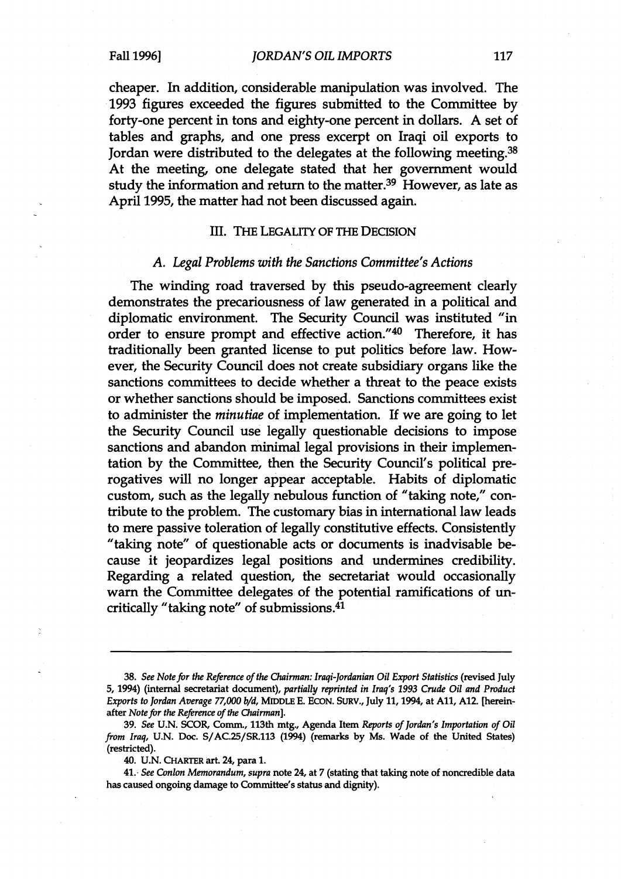cheaper. In addition, considerable manipulation was involved. The 1993 figures exceeded the figures submitted to the Committee by forty-one percent in tons and eighty-one percent in dollars. A set of tables and graphs, and one press excerpt on Iraqi oil exports to Jordan were distributed to the delegates at the following meeting.[38] At the meeting, one delegate stated that her government would study the information and return to the matter.[39] However, as late as April 1995, the matter had not been discussed again.

## III. THE LEGALITY OF THE DECISION

### *A. Legal Problems with the Sanctions Committee's Actions*

The winding road traversed by this pseudo-agreement clearly demonstrates the precariousness of law generated in a political and diplomatic environment. The Security Council was instituted "in order to ensure prompt and effective action."[40] Therefore, it has traditionally been granted license to put politics before law. However, the Security Council does not create subsidiary organs like the sanctions committees to decide whether a threat to the peace exists or whether sanctions should be imposed. Sanctions committees exist to administer the *minutiae* of implementation. If we are going to let the Security Council use legally questionable decisions to impose sanctions and abandon minimal legal provisions in their implementation by the Committee, then the Security Council's political prerogatives will no longer appear acceptable. Habits of diplomatic custom, such as the legally nebulous function of "taking note," contribute to the problem. The customary bias in international law leads to mere passive toleration of legally constitutive effects. Consistently "taking note" of questionable acts or documents is inadvisable because it jeopardizes legal positions and undermines credibility. Regarding a related question, the secretariat would occasionally warn the Committee delegates of the potential ramifications of uncritically "taking note" of submissions.[41]

---

38. *See Note for the Reference of the Chairman: Iraqi-Jordanian Oil Export Statistics* (revised July 5, 1994) (internal secretariat document), *partially reprinted in Iraq's 1993 Crude Oil and Product Exports to Jordan Average 77,000 b/d*, MIDDLE E. ECON. SURV., July 11, 1994, at A11, A12. [hereinafter *Note for the Reference of the Chairman*].

39. *See* U.N. SCOR, Comm., 113th mtg., Agenda Item *Reports of Jordan's Importation of Oil from Iraq*, U.N. Doc. S/AC.25/SR.113 (1994) (remarks by Ms. Wade of the United States) (restricted).

40. U.N. CHARTER art. 24, para 1.

41. *See Conlon Memorandum*, *supra* note 24, at 7 (stating that taking note of noncredible data has caused ongoing damage to Committee's status and dignity).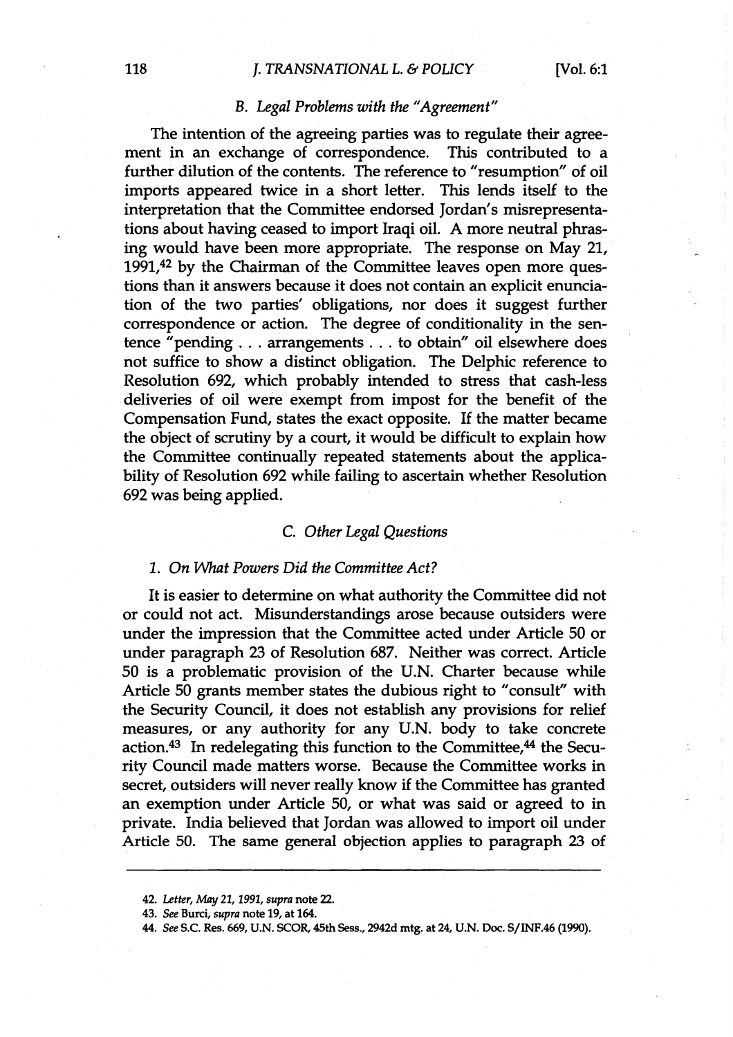### *B. Legal Problems with the "Agreement"*

The intention of the agreeing parties was to regulate their agreement in an exchange of correspondence. This contributed to a further dilution of the contents. The reference to "resumption" of oil imports appeared twice in a short letter. This lends itself to the interpretation that the Committee endorsed Jordan's misrepresentations about having ceased to import Iraqi oil. A more neutral phrasing would have been more appropriate. The response on May 21, 1991,[42] by the Chairman of the Committee leaves open more questions than it answers because it does not contain an explicit enunciation of the two parties' obligations, nor does it suggest further correspondence or action. The degree of conditionality in the sentence "pending . . . arrangements . . . to obtain" oil elsewhere does not suffice to show a distinct obligation. The Delphic reference to Resolution 692, which probably intended to stress that cash-less deliveries of oil were exempt from impost for the benefit of the Compensation Fund, states the exact opposite. If the matter became the object of scrutiny by a court, it would be difficult to explain how the Committee continually repeated statements about the applicability of Resolution 692 while failing to ascertain whether Resolution 692 was being applied.

### *C. Other Legal Questions*

#### *1. On What Powers Did the Committee Act?*

It is easier to determine on what authority the Committee did not or could not act. Misunderstandings arose because outsiders were under the impression that the Committee acted under Article 50 or under paragraph 23 of Resolution 687. Neither was correct. Article 50 is a problematic provision of the U.N. Charter because while Article 50 grants member states the dubious right to "consult" with the Security Council, it does not establish any provisions for relief measures, or any authority for any U.N. body to take concrete action.[43] In redelegating this function to the Committee,[44] the Security Council made matters worse. Because the Committee works in secret, outsiders will never really know if the Committee has granted an exemption under Article 50, or what was said or agreed to in private. India believed that Jordan was allowed to import oil under Article 50. The same general objection applies to paragraph 23 of

---

42. *Letter, May 21, 1991, supra* note 22.

43. *See* Burci, *supra* note 19, at 164.

44. *See* S.C. Res. 669, U.N. SCOR, 45th Sess., 2942d mtg. at 24, U.N. Doc. S/INF.46 (1990).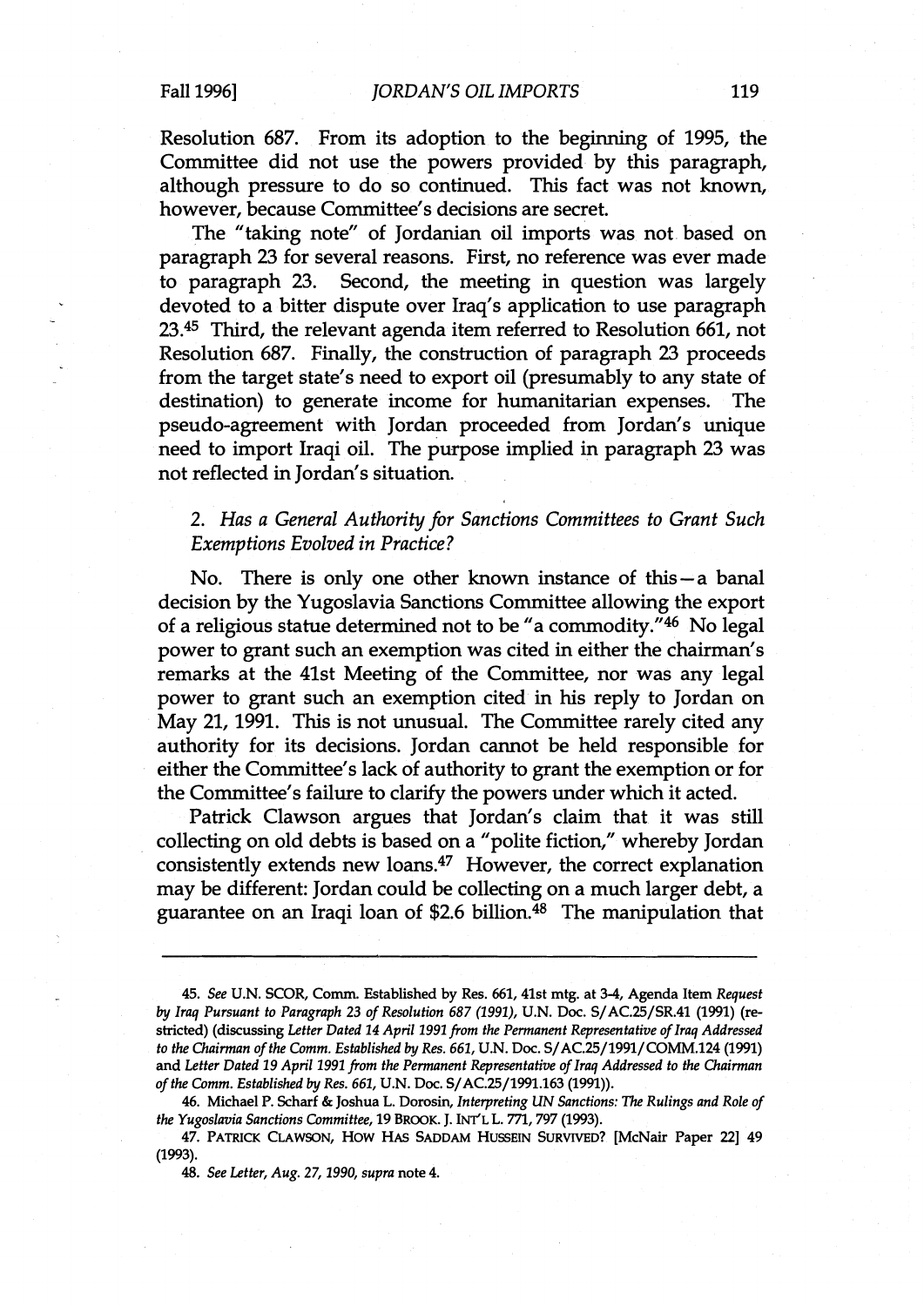Resolution 687. From its adoption to the beginning of 1995, the Committee did not use the powers provided by this paragraph, although pressure to do so continued. This fact was not known, however, because Committee's decisions are secret.

The "taking note" of Jordanian oil imports was not based on paragraph 23 for several reasons. First, no reference was ever made to paragraph 23. Second, the meeting in question was largely devoted to a bitter dispute over Iraq's application to use paragraph 23.[45] Third, the relevant agenda item referred to Resolution 661, not Resolution 687. Finally, the construction of paragraph 23 proceeds from the target state's need to export oil (presumably to any state of destination) to generate income for humanitarian expenses. The pseudo-agreement with Jordan proceeded from Jordan's unique need to import Iraqi oil. The purpose implied in paragraph 23 was not reflected in Jordan's situation.

### 2. *Has a General Authority for Sanctions Committees to Grant Such Exemptions Evolved in Practice?*

No. There is only one other known instance of this—a banal decision by the Yugoslavia Sanctions Committee allowing the export of a religious statue determined not to be "a commodity."[46] No legal power to grant such an exemption was cited in either the chairman's remarks at the 41st Meeting of the Committee, nor was any legal power to grant such an exemption cited in his reply to Jordan on May 21, 1991. This is not unusual. The Committee rarely cited any authority for its decisions. Jordan cannot be held responsible for either the Committee's lack of authority to grant the exemption or for the Committee's failure to clarify the powers under which it acted.

Patrick Clawson argues that Jordan's claim that it was still collecting on old debts is based on a "polite fiction," whereby Jordan consistently extends new loans.[47] However, the correct explanation may be different: Jordan could be collecting on a much larger debt, a guarantee on an Iraqi loan of $2.6 billion.[48] The manipulation that

---

45. *See* U.N. SCOR, Comm. Established by Res. 661, 41st mtg. at 3-4, Agenda Item *Request by Iraq Pursuant to Paragraph 23 of Resolution 687 (1991)*, U.N. Doc. S/AC.25/SR.41 (1991) (restricted) (discussing *Letter Dated 14 April 1991 from the Permanent Representative of Iraq Addressed to the Chairman of the Comm. Established by Res. 661*, U.N. Doc. S/AC.25/1991/COMM.124 (1991) and *Letter Dated 19 April 1991 from the Permanent Representative of Iraq Addressed to the Chairman of the Comm. Established by Res. 661*, U.N. Doc. S/AC.25/1991.163 (1991)).

46. Michael P. Scharf & Joshua L. Dorosin, *Interpreting UN Sanctions: The Rulings and Role of the Yugoslavia Sanctions Committee*, 19 BROOK. J. INT'L L. 771, 797 (1993).

47. PATRICK CLAWSON, HOW HAS SADDAM HUSSEIN SURVIVED? [McNair Paper 22] 49 (1993).

48. *See Letter, Aug. 27, 1990, supra* note 4.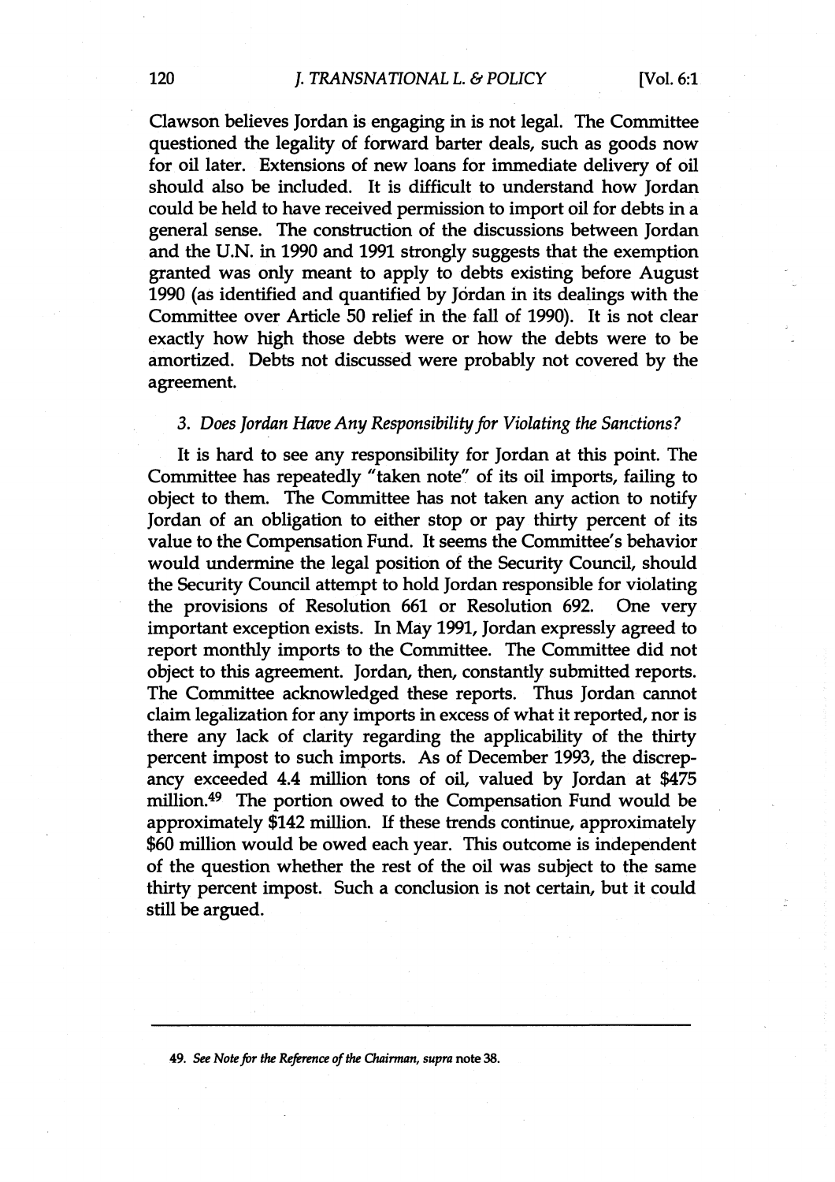Clawson believes Jordan is engaging in is not legal. The Committee questioned the legality of forward barter deals, such as goods now for oil later. Extensions of new loans for immediate delivery of oil should also be included. It is difficult to understand how Jordan could be held to have received permission to import oil for debts in a general sense. The construction of the discussions between Jordan and the U.N. in 1990 and 1991 strongly suggests that the exemption granted was only meant to apply to debts existing before August 1990 (as identified and quantified by Jordan in its dealings with the Committee over Article 50 relief in the fall of 1990). It is not clear exactly how high those debts were or how the debts were to be amortized. Debts not discussed were probably not covered by the agreement.

### 3. *Does Jordan Have Any Responsibility for Violating the Sanctions?*

It is hard to see any responsibility for Jordan at this point. The Committee has repeatedly "taken note" of its oil imports, failing to object to them. The Committee has not taken any action to notify Jordan of an obligation to either stop or pay thirty percent of its value to the Compensation Fund. It seems the Committee's behavior would undermine the legal position of the Security Council, should the Security Council attempt to hold Jordan responsible for violating the provisions of Resolution 661 or Resolution 692. One very important exception exists. In May 1991, Jordan expressly agreed to report monthly imports to the Committee. The Committee did not object to this agreement. Jordan, then, constantly submitted reports. The Committee acknowledged these reports. Thus Jordan cannot claim legalization for any imports in excess of what it reported, nor is there any lack of clarity regarding the applicability of the thirty percent impost to such imports. As of December 1993, the discrepancy exceeded 4.4 million tons of oil, valued by Jordan at $475 million.[49] The portion owed to the Compensation Fund would be approximately $142 million. If these trends continue, approximately $60 million would be owed each year. This outcome is independent of the question whether the rest of the oil was subject to the same thirty percent impost. Such a conclusion is not certain, but it could still be argued.

---

49. *See Note for the Reference of the Chairman*, *supra* note 38.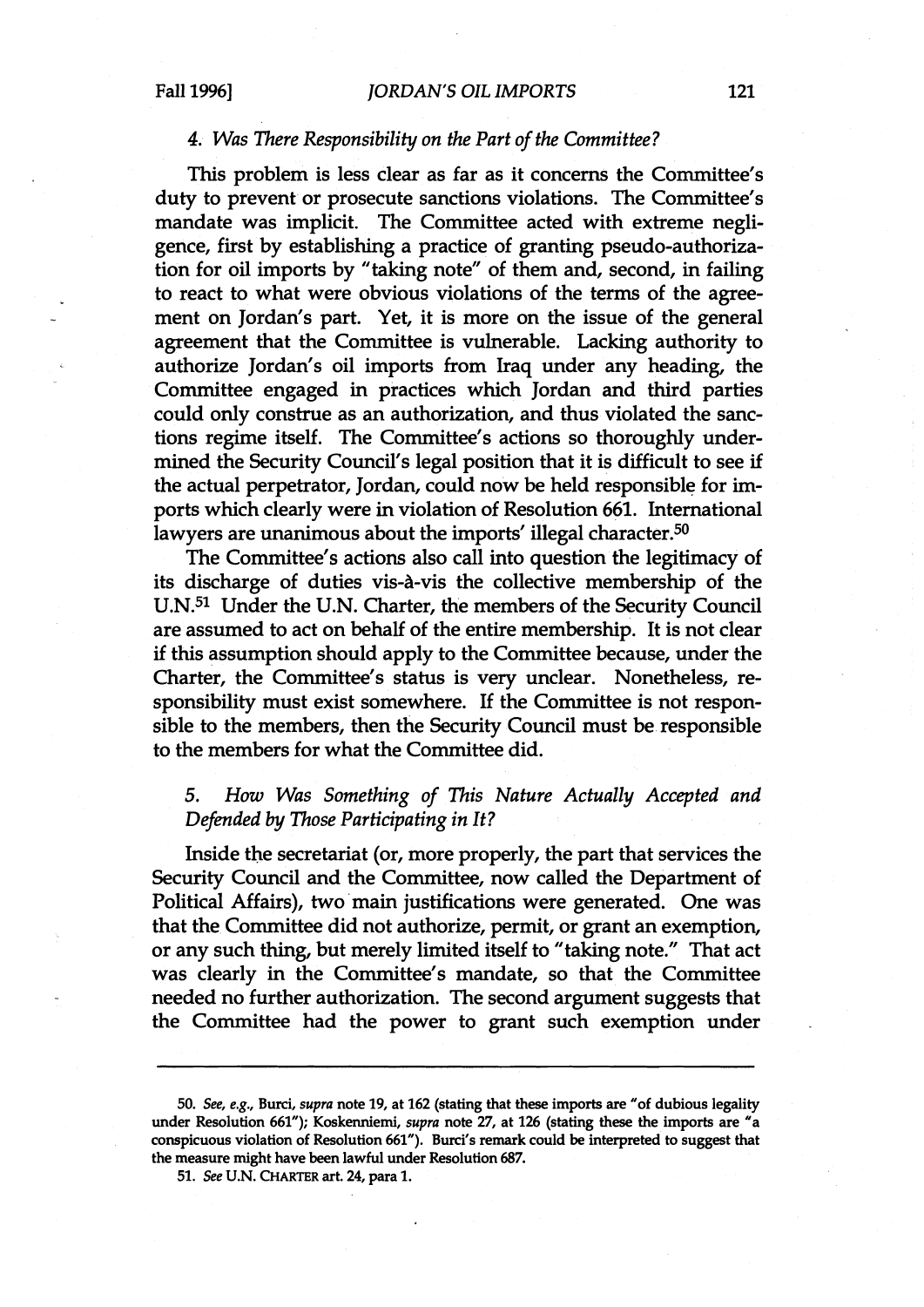#### 4. *Was There Responsibility on the Part of the Committee?*

This problem is less clear as far as it concerns the Committee's duty to prevent or prosecute sanctions violations. The Committee's mandate was implicit. The Committee acted with extreme negligence, first by establishing a practice of granting pseudo-authorization for oil imports by "taking note" of them and, second, in failing to react to what were obvious violations of the terms of the agreement on Jordan's part. Yet, it is more on the issue of the general agreement that the Committee is vulnerable. Lacking authority to authorize Jordan's oil imports from Iraq under any heading, the Committee engaged in practices which Jordan and third parties could only construe as an authorization, and thus violated the sanctions regime itself. The Committee's actions so thoroughly undermined the Security Council's legal position that it is difficult to see if the actual perpetrator, Jordan, could now be held responsible for imports which clearly were in violation of Resolution 661. International lawyers are unanimous about the imports' illegal character.[50]

The Committee's actions also call into question the legitimacy of its discharge of duties vis-à-vis the collective membership of the U.N.[51] Under the U.N. Charter, the members of the Security Council are assumed to act on behalf of the entire membership. It is not clear if this assumption should apply to the Committee because, under the Charter, the Committee's status is very unclear. Nonetheless, responsibility must exist somewhere. If the Committee is not responsible to the members, then the Security Council must be responsible to the members for what the Committee did.

#### 5. *How Was Something of This Nature Actually Accepted and Defended by Those Participating in It?*

Inside the secretariat (or, more properly, the part that services the Security Council and the Committee, now called the Department of Political Affairs), two main justifications were generated. One was that the Committee did not authorize, permit, or grant an exemption, or any such thing, but merely limited itself to "taking note." That act was clearly in the Committee's mandate, so that the Committee needed no further authorization. The second argument suggests that the Committee had the power to grant such exemption under

---

50. *See, e.g.*, Burci, *supra* note 19, at 162 (stating that these imports are "of dubious legality under Resolution 661"); Koskenniemi, *supra* note 27, at 126 (stating these the imports are "a conspicuous violation of Resolution 661"). Burci's remark could be interpreted to suggest that the measure might have been lawful under Resolution 687.

51. *See* U.N. CHARTER art. 24, para 1.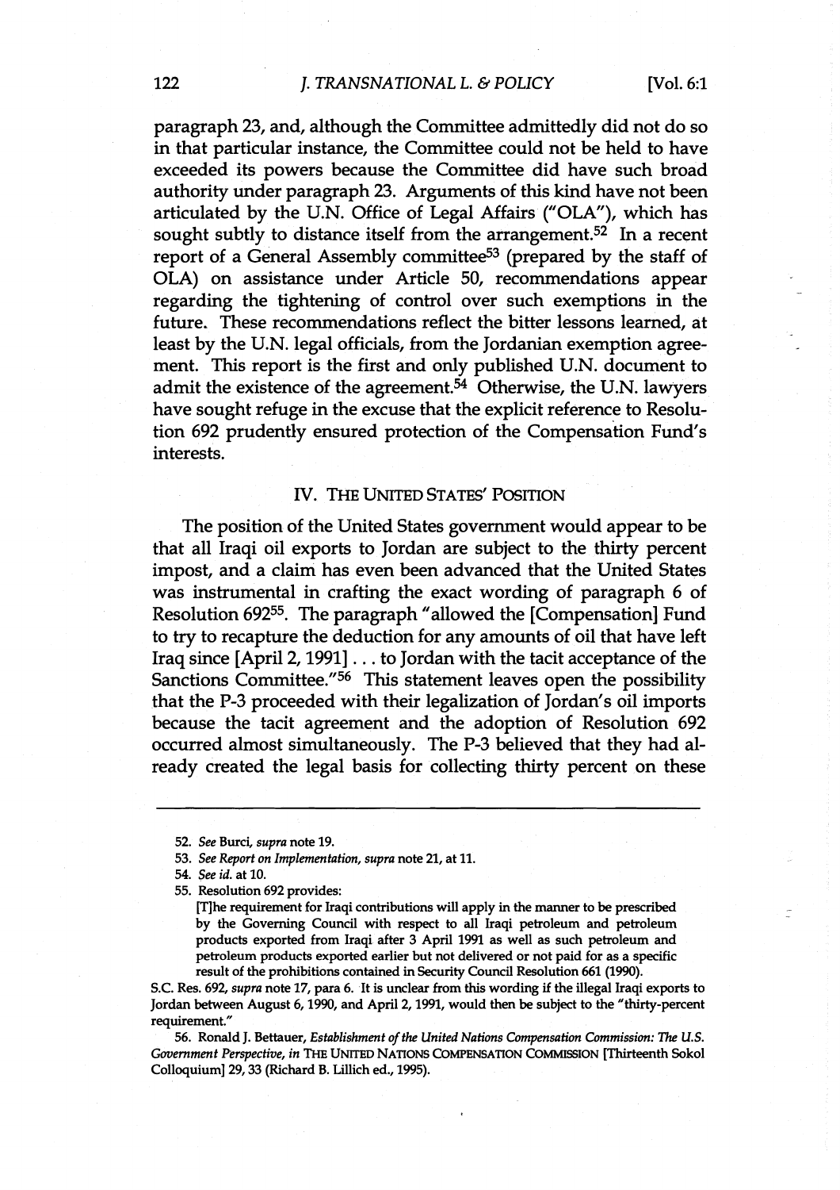paragraph 23, and, although the Committee admittedly did not do so in that particular instance, the Committee could not be held to have exceeded its powers because the Committee did have such broad authority under paragraph 23. Arguments of this kind have not been articulated by the U.N. Office of Legal Affairs ("OLA"), which has sought subtly to distance itself from the arrangement.[52] In a recent report of a General Assembly committee[53] (prepared by the staff of OLA) on assistance under Article 50, recommendations appear regarding the tightening of control over such exemptions in the future. These recommendations reflect the bitter lessons learned, at least by the U.N. legal officials, from the Jordanian exemption agreement. This report is the first and only published U.N. document to admit the existence of the agreement.[54] Otherwise, the U.N. lawyers have sought refuge in the excuse that the explicit reference to Resolution 692 prudently ensured protection of the Compensation Fund's interests.

## IV. THE UNITED STATES' POSITION

The position of the United States government would appear to be that all Iraqi oil exports to Jordan are subject to the thirty percent impost, and a claim has even been advanced that the United States was instrumental in crafting the exact wording of paragraph 6 of Resolution 692[55]. The paragraph "allowed the [Compensation] Fund to try to recapture the deduction for any amounts of oil that have left Iraq since [April 2, 1991] . . . to Jordan with the tacit acceptance of the Sanctions Committee."[56] This statement leaves open the possibility that the P-3 proceeded with their legalization of Jordan's oil imports because the tacit agreement and the adoption of Resolution 692 occurred almost simultaneously. The P-3 believed that they had already created the legal basis for collecting thirty percent on these

---

52. *See* Burci, *supra* note 19.

53. *See Report on Implementation*, *supra* note 21, at 11.

54. *See id.* at 10.

55. Resolution 692 provides:

> [T]he requirement for Iraqi contributions will apply in the manner to be prescribed by the Governing Council with respect to all Iraqi petroleum and petroleum products exported from Iraqi after 3 April 1991 as well as such petroleum and petroleum products exported earlier but not delivered or not paid for as a specific result of the prohibitions contained in Security Council Resolution 661 (1990).

S.C. Res. 692, *supra* note 17, para 6. It is unclear from this wording if the illegal Iraqi exports to Jordan between August 6, 1990, and April 2, 1991, would then be subject to the "thirty-percent requirement."

56. Ronald J. Bettauer, *Establishment of the United Nations Compensation Commission: The U.S. Government Perspective*, *in* THE UNITED NATIONS COMPENSATION COMMISSION [Thirteenth Sokol Colloquium] 29, 33 (Richard B. Lillich ed., 1995).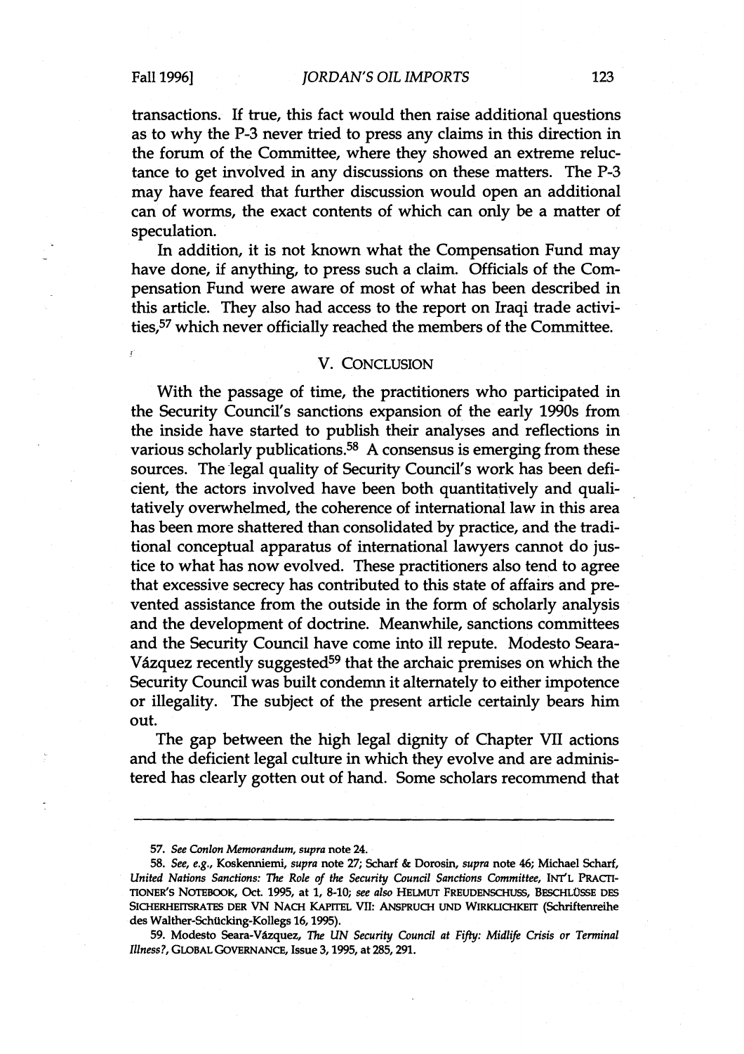transactions. If true, this fact would then raise additional questions as to why the P-3 never tried to press any claims in this direction in the forum of the Committee, where they showed an extreme reluctance to get involved in any discussions on these matters. The P-3 may have feared that further discussion would open an additional can of worms, the exact contents of which can only be a matter of speculation.

In addition, it is not known what the Compensation Fund may have done, if anything, to press such a claim. Officials of the Compensation Fund were aware of most of what has been described in this article. They also had access to the report on Iraqi trade activities,[57] which never officially reached the members of the Committee.

## V. CONCLUSION

With the passage of time, the practitioners who participated in the Security Council's sanctions expansion of the early 1990s from the inside have started to publish their analyses and reflections in various scholarly publications.[58] A consensus is emerging from these sources. The legal quality of Security Council's work has been deficient, the actors involved have been both quantitatively and qualitatively overwhelmed, the coherence of international law in this area has been more shattered than consolidated by practice, and the traditional conceptual apparatus of international lawyers cannot do justice to what has now evolved. These practitioners also tend to agree that excessive secrecy has contributed to this state of affairs and prevented assistance from the outside in the form of scholarly analysis and the development of doctrine. Meanwhile, sanctions committees and the Security Council have come into ill repute. Modesto Seara-Vázquez recently suggested[59] that the archaic premises on which the Security Council was built condemn it alternately to either impotence or illegality. The subject of the present article certainly bears him out.

The gap between the high legal dignity of Chapter VII actions and the deficient legal culture in which they evolve and are administered has clearly gotten out of hand. Some scholars recommend that

---

57. *See Conlon Memorandum*, *supra* note 24.

58. *See, e.g.*, Koskenniemi, *supra* note 27; Scharf & Dorosin, *supra* note 46; Michael Scharf, *United Nations Sanctions: The Role of the Security Council Sanctions Committee*, INT'L PRACTITIONER'S NOTEBOOK, Oct. 1995, at 1, 8-10; *see also* HELMUT FREUDENSCHUSS, BESCHLÜSSE DES SICHERHEITSRATES DER VN NACH KAPITEL VII: ANSPRUCH UND WIRKLICHKEIT (Schriftenreihe des Walther-Schücking-Kollegs 16, 1995).

59. Modesto Seara-Vázquez, *The UN Security Council at Fifty: Midlife Crisis or Terminal Illness?*, GLOBAL GOVERNANCE, Issue 3, 1995, at 285, 291.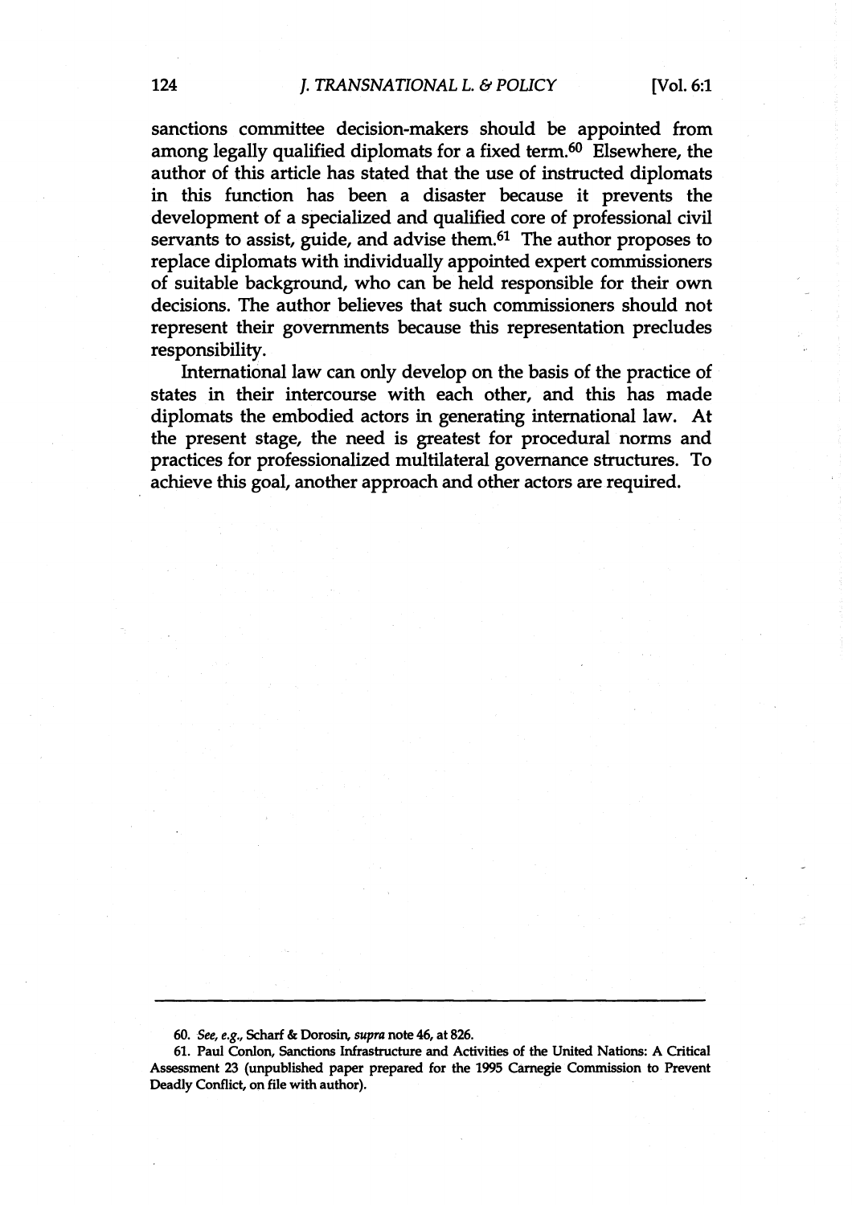sanctions committee decision-makers should be appointed from among legally qualified diplomats for a fixed term.[60] Elsewhere, the author of this article has stated that the use of instructed diplomats in this function has been a disaster because it prevents the development of a specialized and qualified core of professional civil servants to assist, guide, and advise them.[61] The author proposes to replace diplomats with individually appointed expert commissioners of suitable background, who can be held responsible for their own decisions. The author believes that such commissioners should not represent their governments because this representation precludes responsibility.

International law can only develop on the basis of the practice of states in their intercourse with each other, and this has made diplomats the embodied actors in generating international law. At the present stage, the need is greatest for procedural norms and practices for professionalized multilateral governance structures. To achieve this goal, another approach and other actors are required.

---

60. *See, e.g.*, Scharf & Dorosin, *supra* note 46, at 826.

61. Paul Conlon, Sanctions Infrastructure and Activities of the United Nations: A Critical Assessment 23 (unpublished paper prepared for the 1995 Carnegie Commission to Prevent Deadly Conflict, on file with author).